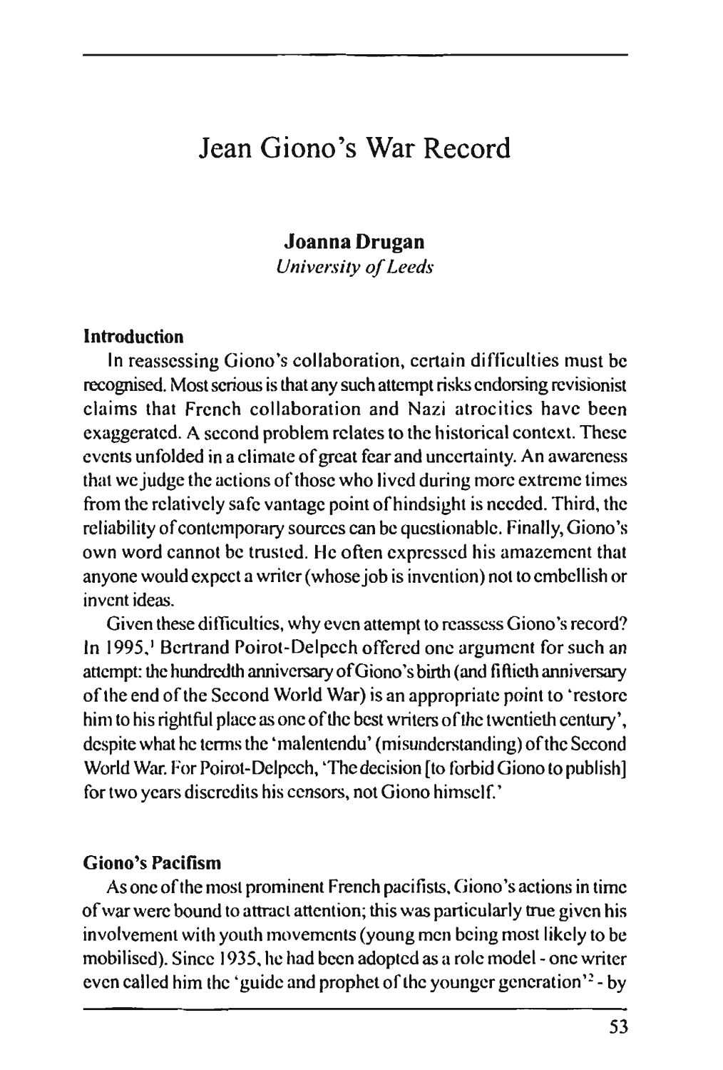# Jean Giono's War Record

**Joanna Drugan**
*University of Leeds*

### Introduction

In reassessing Giono's collaboration, certain difficulties must be recognised. Most serious is that any such attempt risks endorsing revisionist claims that French collaboration and Nazi atrocities have been exaggerated. A second problem relates to the historical context. These events unfolded in a climate of great fear and uncertainty. An awareness that we judge the actions of those who lived during more extreme times from the relatively safe vantage point of hindsight is needed. Third, the reliability of contemporary sources can be questionable. Finally, Giono's own word cannot be trusted. He often expressed his amazement that anyone would expect a writer (whose job is invention) not to embellish or invent ideas.

Given these difficulties, why even attempt to reassess Giono's record? In 1995,[1] Bertrand Poirot-Delpech offered one argument for such an attempt: the hundredth anniversary of Giono's birth (and fiftieth anniversary of the end of the Second World War) is an appropriate point to 'restore him to his rightful place as one of the best writers of the twentieth century', despite what he terms the 'malentendu' (misunderstanding) of the Second World War. For Poirot-Delpech, 'The decision [to forbid Giono to publish] for two years discredits his censors, not Giono himself.'

### Giono's Pacifism

As one of the most prominent French pacifists, Giono's actions in time of war were bound to attract attention; this was particularly true given his involvement with youth movements (young men being most likely to be mobilised). Since 1935, he had been adopted as a role model - one writer even called him the 'guide and prophet of the younger generation'[2] - by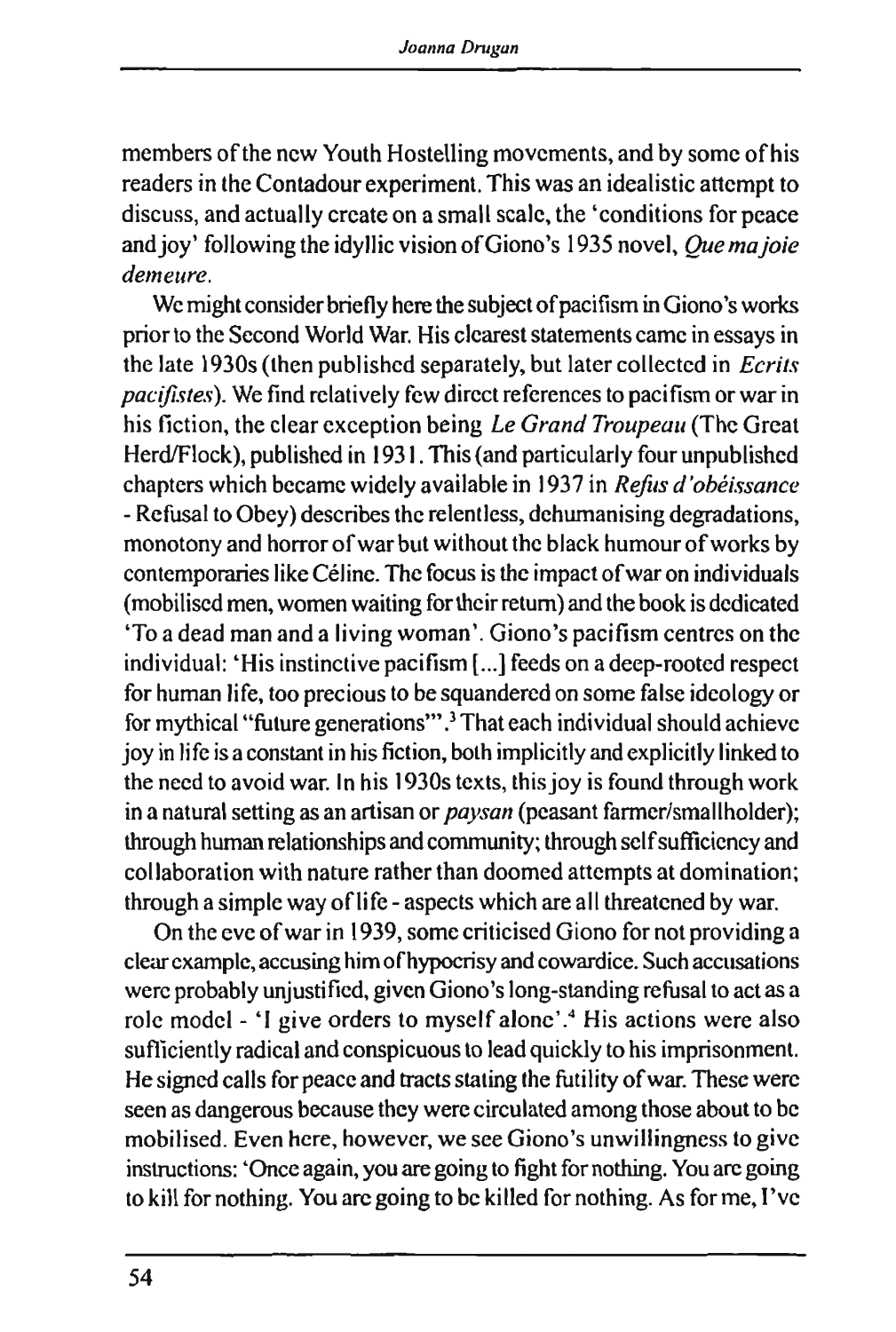members of the new Youth Hostelling movements, and by some of his readers in the Contadour experiment. This was an idealistic attempt to discuss, and actually create on a small scale, the 'conditions for peace and joy' following the idyllic vision of Giono's 1935 novel, *Que ma joie demeure*.

We might consider briefly here the subject of pacifism in Giono's works prior to the Second World War. His clearest statements came in essays in the late 1930s (then published separately, but later collected in *Ecrits pacifistes*). We find relatively few direct references to pacifism or war in his fiction, the clear exception being *Le Grand Troupeau* (The Great Herd/Flock), published in 1931. This (and particularly four unpublished chapters which became widely available in 1937 in *Refus d'obéissance* - Refusal to Obey) describes the relentless, dehumanising degradations, monotony and horror of war but without the black humour of works by contemporaries like Céline. The focus is the impact of war on individuals (mobilised men, women waiting for their return) and the book is dedicated 'To a dead man and a living woman'. Giono's pacifism centres on the individual: 'His instinctive pacifism [...] feeds on a deep-rooted respect for human life, too precious to be squandered on some false ideology or for mythical "future generations"'.[3] That each individual should achieve joy in life is a constant in his fiction, both implicitly and explicitly linked to the need to avoid war. In his 1930s texts, this joy is found through work in a natural setting as an artisan or *paysan* (peasant farmer/smallholder); through human relationships and community; through self sufficiency and collaboration with nature rather than doomed attempts at domination; through a simple way of life - aspects which are all threatened by war.

On the eve of war in 1939, some criticised Giono for not providing a clear example, accusing him of hypocrisy and cowardice. Such accusations were probably unjustified, given Giono's long-standing refusal to act as a role model - 'I give orders to myself alone'.[4] His actions were also sufficiently radical and conspicuous to lead quickly to his imprisonment. He signed calls for peace and tracts stating the futility of war. These were seen as dangerous because they were circulated among those about to be mobilised. Even here, however, we see Giono's unwillingness to give instructions: 'Once again, you are going to fight for nothing. You are going to kill for nothing. You are going to be killed for nothing. As for me, I've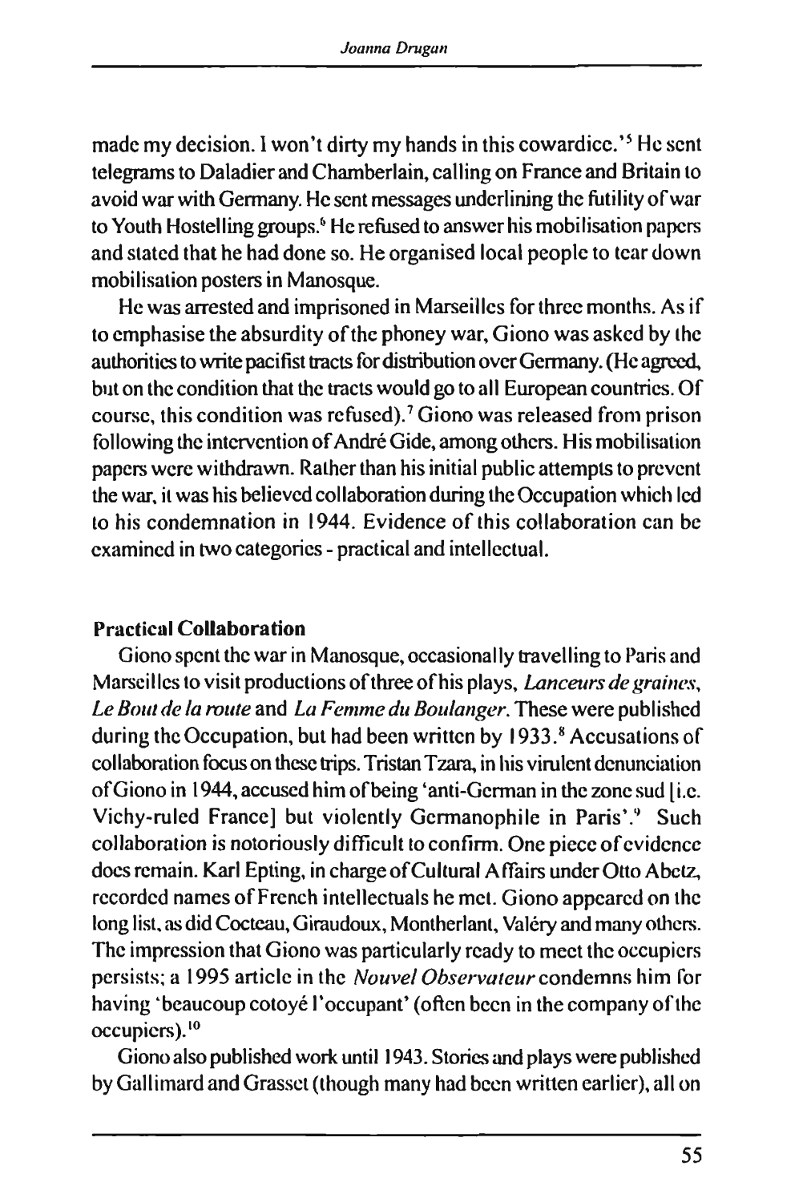made my decision. I won't dirty my hands in this cowardice.'[5] He sent telegrams to Daladier and Chamberlain, calling on France and Britain to avoid war with Germany. He sent messages underlining the futility of war to Youth Hostelling groups.[6] He refused to answer his mobilisation papers and stated that he had done so. He organised local people to tear down mobilisation posters in Manosque.

He was arrested and imprisoned in Marseilles for three months. As if to emphasise the absurdity of the phoney war, Giono was asked by the authorities to write pacifist tracts for distribution over Germany. (He agreed, but on the condition that the tracts would go to all European countries. Of course, this condition was refused).[7] Giono was released from prison following the intervention of André Gide, among others. His mobilisation papers were withdrawn. Rather than his initial public attempts to prevent the war, it was his believed collaboration during the Occupation which led to his condemnation in 1944. Evidence of this collaboration can be examined in two categories - practical and intellectual.

### Practical Collaboration

Giono spent the war in Manosque, occasionally travelling to Paris and Marseilles to visit productions of three of his plays, *Lanceurs de graines*, *Le Bout de la route* and *La Femme du Boulanger*. These were published during the Occupation, but had been written by 1933.[8] Accusations of collaboration focus on these trips. Tristan Tzara, in his virulent denunciation of Giono in 1944, accused him of being 'anti-German in the zone sud [i.e. Vichy-ruled France] but violently Germanophile in Paris'.[9] Such collaboration is notoriously difficult to confirm. One piece of evidence does remain. Karl Epting, in charge of Cultural Affairs under Otto Abetz, recorded names of French intellectuals he met. Giono appeared on the long list, as did Cocteau, Giraudoux, Montherlant, Valéry and many others. The impression that Giono was particularly ready to meet the occupiers persists; a 1995 article in the *Nouvel Observateur* condemns him for having 'beaucoup cotoyé l'occupant' (often been in the company of the occupiers).[10]

Giono also published work until 1943. Stories and plays were published by Gallimard and Grasset (though many had been written earlier), all on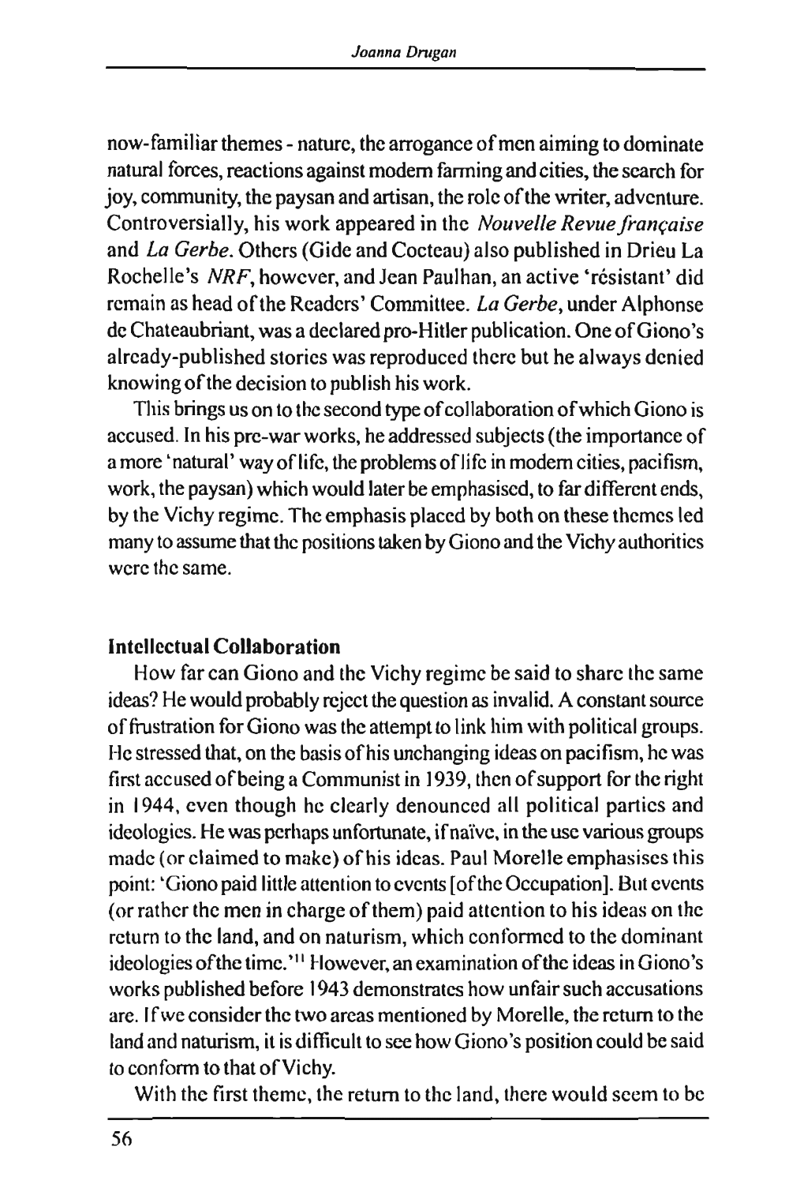now-familiar themes - nature, the arrogance of men aiming to dominate natural forces, reactions against modern farming and cities, the search for joy, community, the paysan and artisan, the role of the writer, adventure. Controversially, his work appeared in the *Nouvelle Revue française* and *La Gerbe*. Others (Gide and Cocteau) also published in Drieu La Rochelle's *NRF*, however, and Jean Paulhan, an active 'résistant' did remain as head of the Readers' Committee. *La Gerbe*, under Alphonse de Chateaubriant, was a declared pro-Hitler publication. One of Giono's already-published stories was reproduced there but he always denied knowing of the decision to publish his work.

This brings us on to the second type of collaboration of which Giono is accused. In his pre-war works, he addressed subjects (the importance of a more 'natural' way of life, the problems of life in modern cities, pacifism, work, the paysan) which would later be emphasised, to far different ends, by the Vichy regime. The emphasis placed by both on these themes led many to assume that the positions taken by Giono and the Vichy authorities were the same.

### Intellectual Collaboration

How far can Giono and the Vichy regime be said to share the same ideas? He would probably reject the question as invalid. A constant source of frustration for Giono was the attempt to link him with political groups. He stressed that, on the basis of his unchanging ideas on pacifism, he was first accused of being a Communist in 1939, then of support for the right in 1944, even though he clearly denounced all political parties and ideologies. He was perhaps unfortunate, if naïve, in the use various groups made (or claimed to make) of his ideas. Paul Morelle emphasises this point: 'Giono paid little attention to events [of the Occupation]. But events (or rather the men in charge of them) paid attention to his ideas on the return to the land, and on naturism, which conformed to the dominant ideologies of the time.'[11] However, an examination of the ideas in Giono's works published before 1943 demonstrates how unfair such accusations are. If we consider the two areas mentioned by Morelle, the return to the land and naturism, it is difficult to see how Giono's position could be said to conform to that of Vichy.

With the first theme, the return to the land, there would seem to be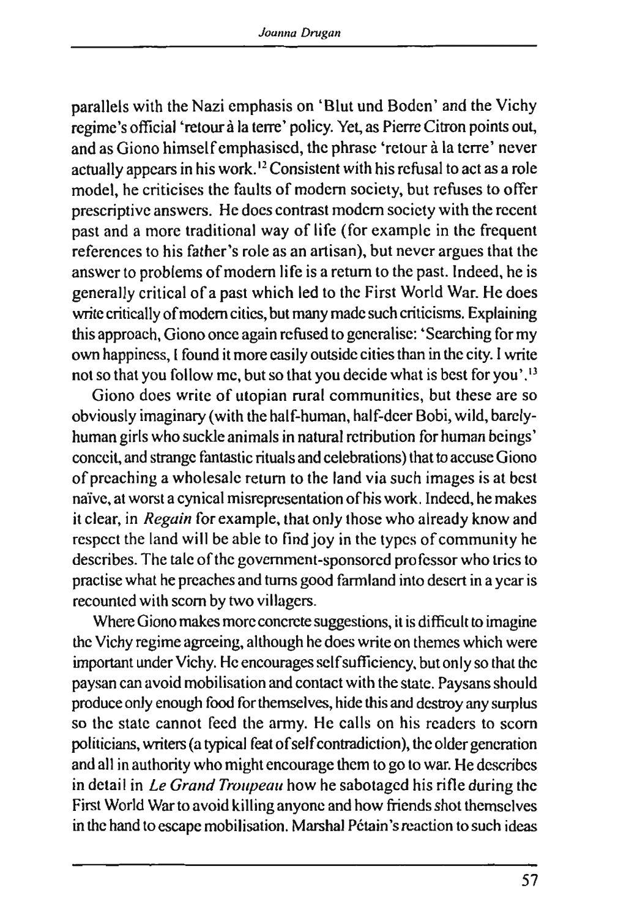parallels with the Nazi emphasis on 'Blut und Boden' and the Vichy regime's official 'retour à la terre' policy. Yet, as Pierre Citron points out, and as Giono himself emphasised, the phrase 'retour à la terre' never actually appears in his work.[12] Consistent with his refusal to act as a role model, he criticises the faults of modern society, but refuses to offer prescriptive answers. He does contrast modern society with the recent past and a more traditional way of life (for example in the frequent references to his father's role as an artisan), but never argues that the answer to problems of modern life is a return to the past. Indeed, he is generally critical of a past which led to the First World War. He does write critically of modern cities, but many made such criticisms. Explaining this approach, Giono once again refused to generalise: 'Searching for my own happiness, I found it more easily outside cities than in the city. I write not so that you follow me, but so that you decide what is best for you'.[13]

Giono does write of utopian rural communities, but these are so obviously imaginary (with the half-human, half-deer Bobi, wild, barely-human girls who suckle animals in natural retribution for human beings' conceit, and strange fantastic rituals and celebrations) that to accuse Giono of preaching a wholesale return to the land via such images is at best naïve, at worst a cynical misrepresentation of his work. Indeed, he makes it clear, in *Regain* for example, that only those who already know and respect the land will be able to find joy in the types of community he describes. The tale of the government-sponsored professor who tries to practise what he preaches and turns good farmland into desert in a year is recounted with scorn by two villagers.

Where Giono makes more concrete suggestions, it is difficult to imagine the Vichy regime agreeing, although he does write on themes which were important under Vichy. He encourages self sufficiency, but only so that the paysan can avoid mobilisation and contact with the state. Paysans should produce only enough food for themselves, hide this and destroy any surplus so the state cannot feed the army. He calls on his readers to scorn politicians, writers (a typical feat of self contradiction), the older generation and all in authority who might encourage them to go to war. He describes in detail in *Le Grand Troupeau* how he sabotaged his rifle during the First World War to avoid killing anyone and how friends shot themselves in the hand to escape mobilisation. Marshal Pétain's reaction to such ideas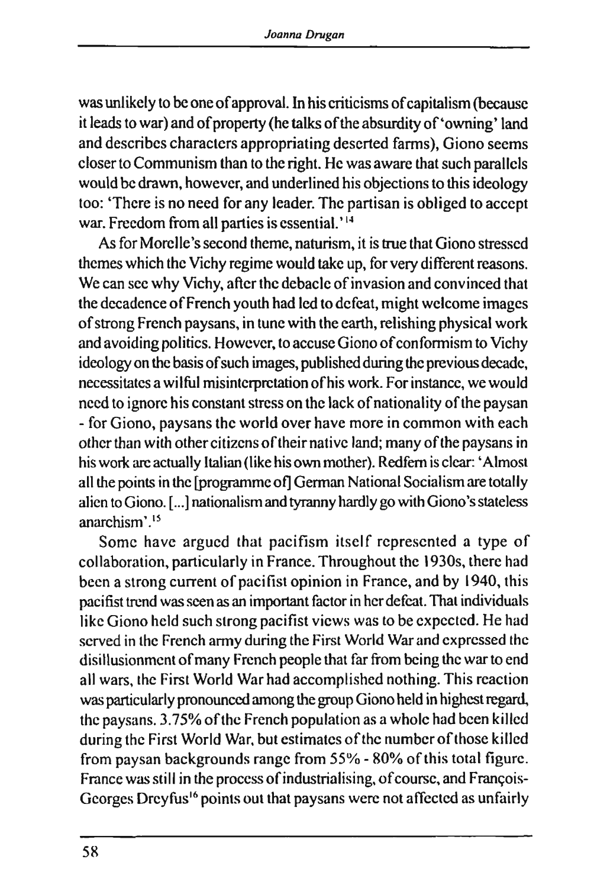was unlikely to be one of approval. In his criticisms of capitalism (because it leads to war) and of property (he talks of the absurdity of 'owning' land and describes characters appropriating deserted farms), Giono seems closer to Communism than to the right. He was aware that such parallels would be drawn, however, and underlined his objections to this ideology too: 'There is no need for any leader. The partisan is obliged to accept war. Freedom from all parties is essential.'[14]

As for Morelle's second theme, naturism, it is true that Giono stressed themes which the Vichy regime would take up, for very different reasons. We can see why Vichy, after the debacle of invasion and convinced that the decadence of French youth had led to defeat, might welcome images of strong French paysans, in tune with the earth, relishing physical work and avoiding politics. However, to accuse Giono of conformism to Vichy ideology on the basis of such images, published during the previous decade, necessitates a wilful misinterpretation of his work. For instance, we would need to ignore his constant stress on the lack of nationality of the paysan - for Giono, paysans the world over have more in common with each other than with other citizens of their native land; many of the paysans in his work are actually Italian (like his own mother). Redfern is clear: 'Almost all the points in the [programme of] German National Socialism are totally alien to Giono. [...] nationalism and tyranny hardly go with Giono's stateless anarchism'.[15]

Some have argued that pacifism itself represented a type of collaboration, particularly in France. Throughout the 1930s, there had been a strong current of pacifist opinion in France, and by 1940, this pacifist trend was seen as an important factor in her defeat. That individuals like Giono held such strong pacifist views was to be expected. He had served in the French army during the First World War and expressed the disillusionment of many French people that far from being the war to end all wars, the First World War had accomplished nothing. This reaction was particularly pronounced among the group Giono held in highest regard, the paysans. 3.75% of the French population as a whole had been killed during the First World War, but estimates of the number of those killed from paysan backgrounds range from 55% - 80% of this total figure. France was still in the process of industrialising, of course, and François-Georges Dreyfus[16] points out that paysans were not affected as unfairly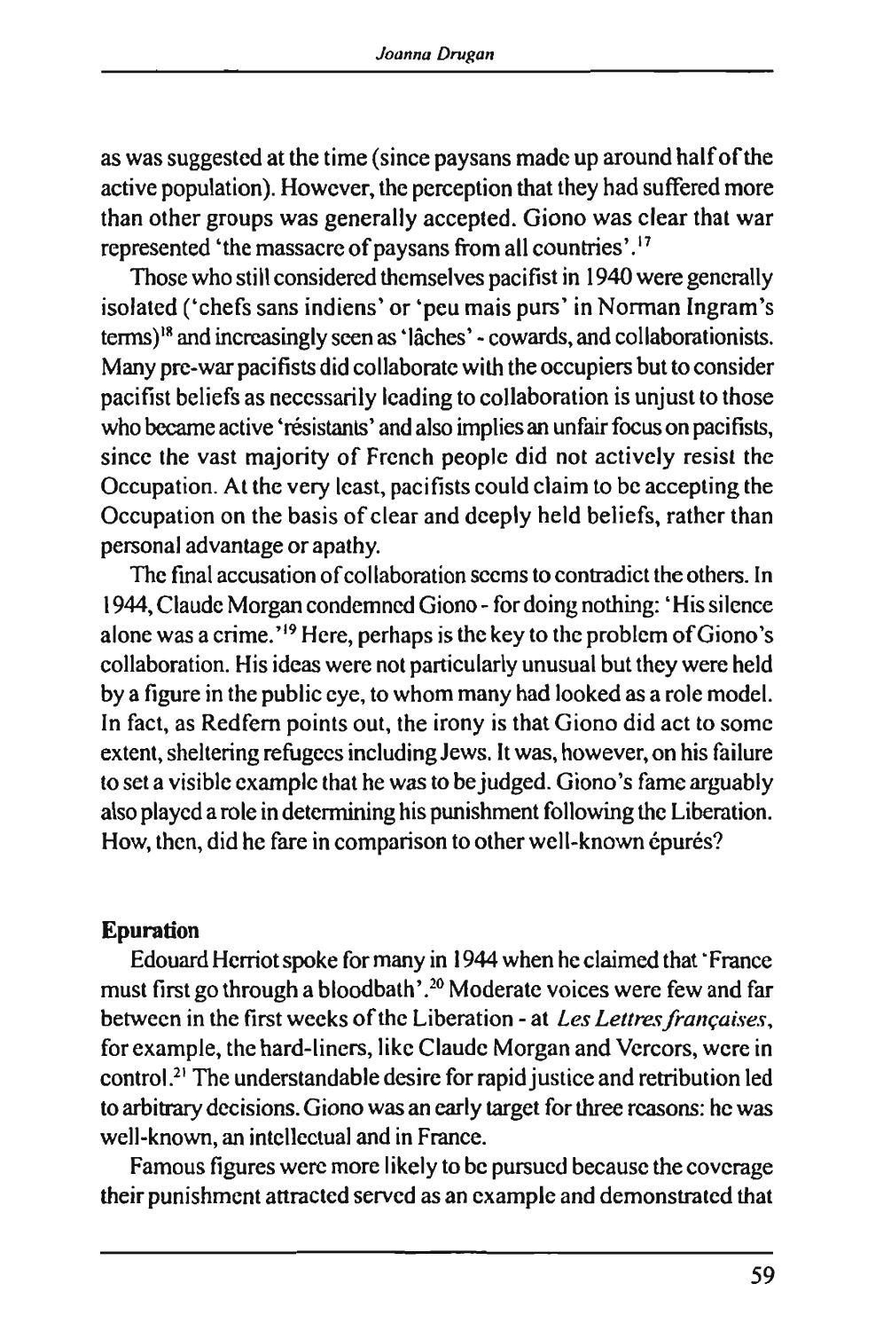as was suggested at the time (since paysans made up around half of the active population). However, the perception that they had suffered more than other groups was generally accepted. Giono was clear that war represented 'the massacre of paysans from all countries'.[17]

Those who still considered themselves pacifist in 1940 were generally isolated ('chefs sans indiens' or 'peu mais purs' in Norman Ingram's terms)[18] and increasingly seen as 'lâches' - cowards, and collaborationists. Many pre-war pacifists did collaborate with the occupiers but to consider pacifist beliefs as necessarily leading to collaboration is unjust to those who became active 'résistants' and also implies an unfair focus on pacifists, since the vast majority of French people did not actively resist the Occupation. At the very least, pacifists could claim to be accepting the Occupation on the basis of clear and deeply held beliefs, rather than personal advantage or apathy.

The final accusation of collaboration seems to contradict the others. In 1944, Claude Morgan condemned Giono - for doing nothing: 'His silence alone was a crime.'[19] Here, perhaps is the key to the problem of Giono's collaboration. His ideas were not particularly unusual but they were held by a figure in the public eye, to whom many had looked as a role model. In fact, as Redfern points out, the irony is that Giono did act to some extent, sheltering refugees including Jews. It was, however, on his failure to set a visible example that he was to be judged. Giono's fame arguably also played a role in determining his punishment following the Liberation. How, then, did he fare in comparison to other well-known épurés?

## Epuration

Edouard Herriot spoke for many in 1944 when he claimed that 'France must first go through a bloodbath'.[20] Moderate voices were few and far between in the first weeks of the Liberation - at *Les Lettres françaises*, for example, the hard-liners, like Claude Morgan and Vercors, were in control.[21] The understandable desire for rapid justice and retribution led to arbitrary decisions. Giono was an early target for three reasons: he was well-known, an intellectual and in France.

Famous figures were more likely to be pursued because the coverage their punishment attracted served as an example and demonstrated that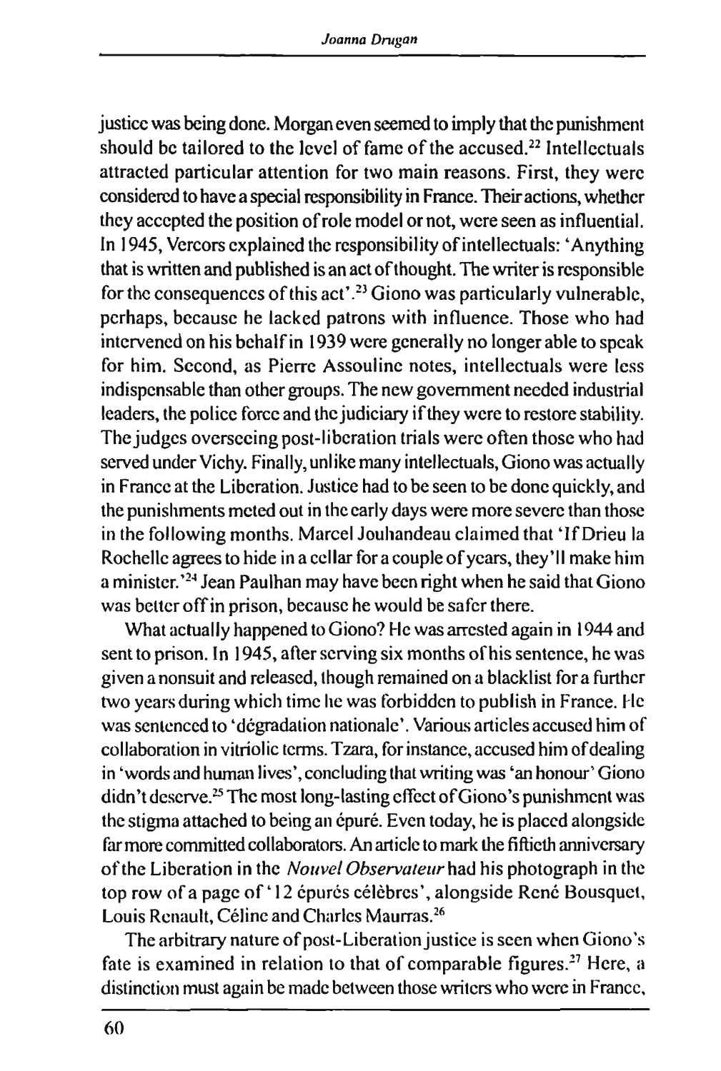justice was being done. Morgan even seemed to imply that the punishment should be tailored to the level of fame of the accused.[22] Intellectuals attracted particular attention for two main reasons. First, they were considered to have a special responsibility in France. Their actions, whether they accepted the position of role model or not, were seen as influential. In 1945, Vercors explained the responsibility of intellectuals: 'Anything that is written and published is an act of thought. The writer is responsible for the consequences of this act'.[23] Giono was particularly vulnerable, perhaps, because he lacked patrons with influence. Those who had intervened on his behalf in 1939 were generally no longer able to speak for him. Second, as Pierre Assouline notes, intellectuals were less indispensable than other groups. The new government needed industrial leaders, the police force and the judiciary if they were to restore stability. The judges overseeing post-liberation trials were often those who had served under Vichy. Finally, unlike many intellectuals, Giono was actually in France at the Liberation. Justice had to be seen to be done quickly, and the punishments meted out in the early days were more severe than those in the following months. Marcel Jouhandeau claimed that 'If Drieu la Rochelle agrees to hide in a cellar for a couple of years, they'll make him a minister.'[24] Jean Paulhan may have been right when he said that Giono was better off in prison, because he would be safer there.

What actually happened to Giono? He was arrested again in 1944 and sent to prison. In 1945, after serving six months of his sentence, he was given a nonsuit and released, though remained on a blacklist for a further two years during which time he was forbidden to publish in France. He was sentenced to 'dégradation nationale'. Various articles accused him of collaboration in vitriolic terms. Tzara, for instance, accused him of dealing in 'words and human lives', concluding that writing was 'an honour' Giono didn't deserve.[25] The most long-lasting effect of Giono's punishment was the stigma attached to being an épuré. Even today, he is placed alongside far more committed collaborators. An article to mark the fiftieth anniversary of the Liberation in the *Nouvel Observateur* had his photograph in the top row of a page of '12 épurés célèbres', alongside René Bousquet, Louis Renault, Céline and Charles Maurras.[26]

The arbitrary nature of post-Liberation justice is seen when Giono's fate is examined in relation to that of comparable figures.[27] Here, a distinction must again be made between those writers who were in France,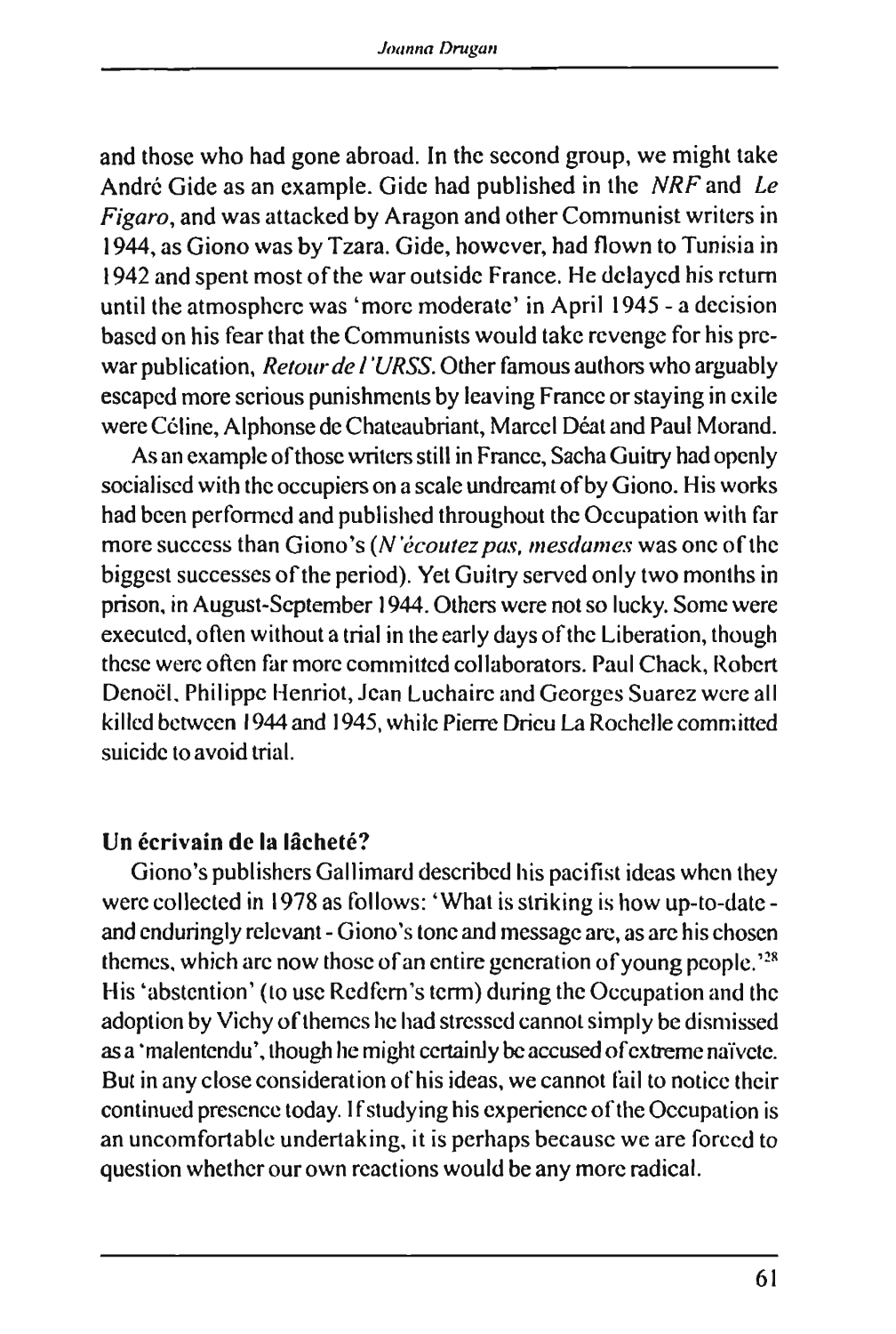and those who had gone abroad. In the second group, we might take André Gide as an example. Gide had published in the *NRF* and *Le Figaro*, and was attacked by Aragon and other Communist writers in 1944, as Giono was by Tzara. Gide, however, had flown to Tunisia in 1942 and spent most of the war outside France. He delayed his return until the atmosphere was 'more moderate' in April 1945 - a decision based on his fear that the Communists would take revenge for his pre-war publication, *Retour de l'URSS*. Other famous authors who arguably escaped more serious punishments by leaving France or staying in exile were Céline, Alphonse de Chateaubriant, Marcel Déat and Paul Morand.

As an example of those writers still in France, Sacha Guitry had openly socialised with the occupiers on a scale undreamt of by Giono. His works had been performed and published throughout the Occupation with far more success than Giono's (*N'écoutez pas, mesdames* was one of the biggest successes of the period). Yet Guitry served only two months in prison, in August-September 1944. Others were not so lucky. Some were executed, often without a trial in the early days of the Liberation, though these were often far more committed collaborators. Paul Chack, Robert Denoël, Philippe Henriot, Jean Luchaire and Georges Suarez were all killed between 1944 and 1945, while Pierre Drieu La Rochelle committed suicide to avoid trial.

### Un écrivain de la lâcheté?

Giono's publishers Gallimard described his pacifist ideas when they were collected in 1978 as follows: 'What is striking is how up-to-date - and enduringly relevant - Giono's tone and message are, as are his chosen themes, which are now those of an entire generation of young people.'[28] His 'abstention' (to use Redfern's term) during the Occupation and the adoption by Vichy of themes he had stressed cannot simply be dismissed as a 'malentendu', though he might certainly be accused of extreme naïvete. But in any close consideration of his ideas, we cannot fail to notice their continued presence today. If studying his experience of the Occupation is an uncomfortable undertaking, it is perhaps because we are forced to question whether our own reactions would be any more radical.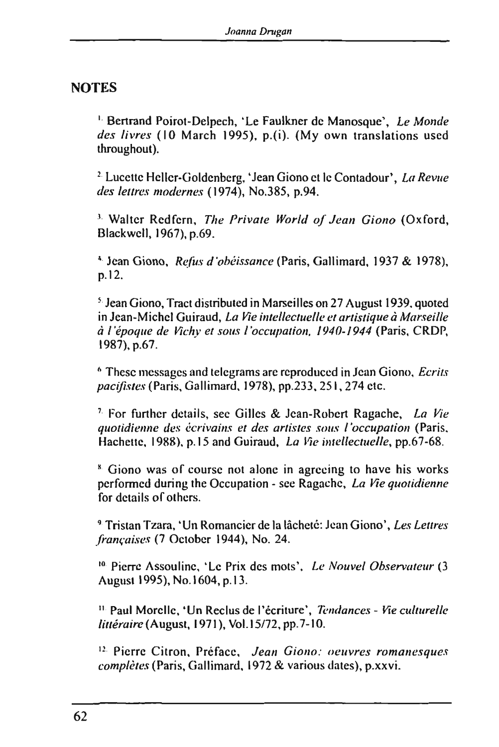## NOTES

[1] Bertrand Poirot-Delpech, 'Le Faulkner de Manosque', *Le Monde des livres* (10 March 1995), p.(i). (My own translations used throughout).

[2] Lucette Heller-Goldenberg, 'Jean Giono et le Contadour', *La Revue des lettres modernes* (1974), No.385, p.94.

[3] Walter Redfern, *The Private World of Jean Giono* (Oxford, Blackwell, 1967), p.69.

[4] Jean Giono, *Refus d'obéissance* (Paris, Gallimard, 1937 & 1978), p.12.

[5] Jean Giono, Tract distributed in Marseilles on 27 August 1939, quoted in Jean-Michel Guiraud, *La Vie intellectuelle et artistique à Marseille à l'époque de Vichy et sous l'occupation, 1940-1944* (Paris, CRDP, 1987), p.67.

[6] These messages and telegrams are reproduced in Jean Giono, *Ecrits pacifistes* (Paris, Gallimard, 1978), pp.233, 251, 274 etc.

[7] For further details, see Gilles & Jean-Robert Ragache, *La Vie quotidienne des écrivains et des artistes sous l'occupation* (Paris, Hachette, 1988), p.15 and Guiraud, *La Vie intellectuelle*, pp.67-68.

[8] Giono was of course not alone in agreeing to have his works performed during the Occupation - see Ragache, *La Vie quotidienne* for details of others.

[9] Tristan Tzara, 'Un Romancier de la lâcheté: Jean Giono', *Les Lettres françaises* (7 October 1944), No. 24.

[10] Pierre Assouline, 'Le Prix des mots', *Le Nouvel Observateur* (3 August 1995), No.1604, p.13.

[11] Paul Morelle, 'Un Reclus de l'écriture', *Tendances - Vie culturelle littéraire* (August, 1971), Vol.15/72, pp.7-10.

[12] Pierre Citron, Préface, *Jean Giono: oeuvres romanesques complètes* (Paris, Gallimard, 1972 & various dates), p.xxvi.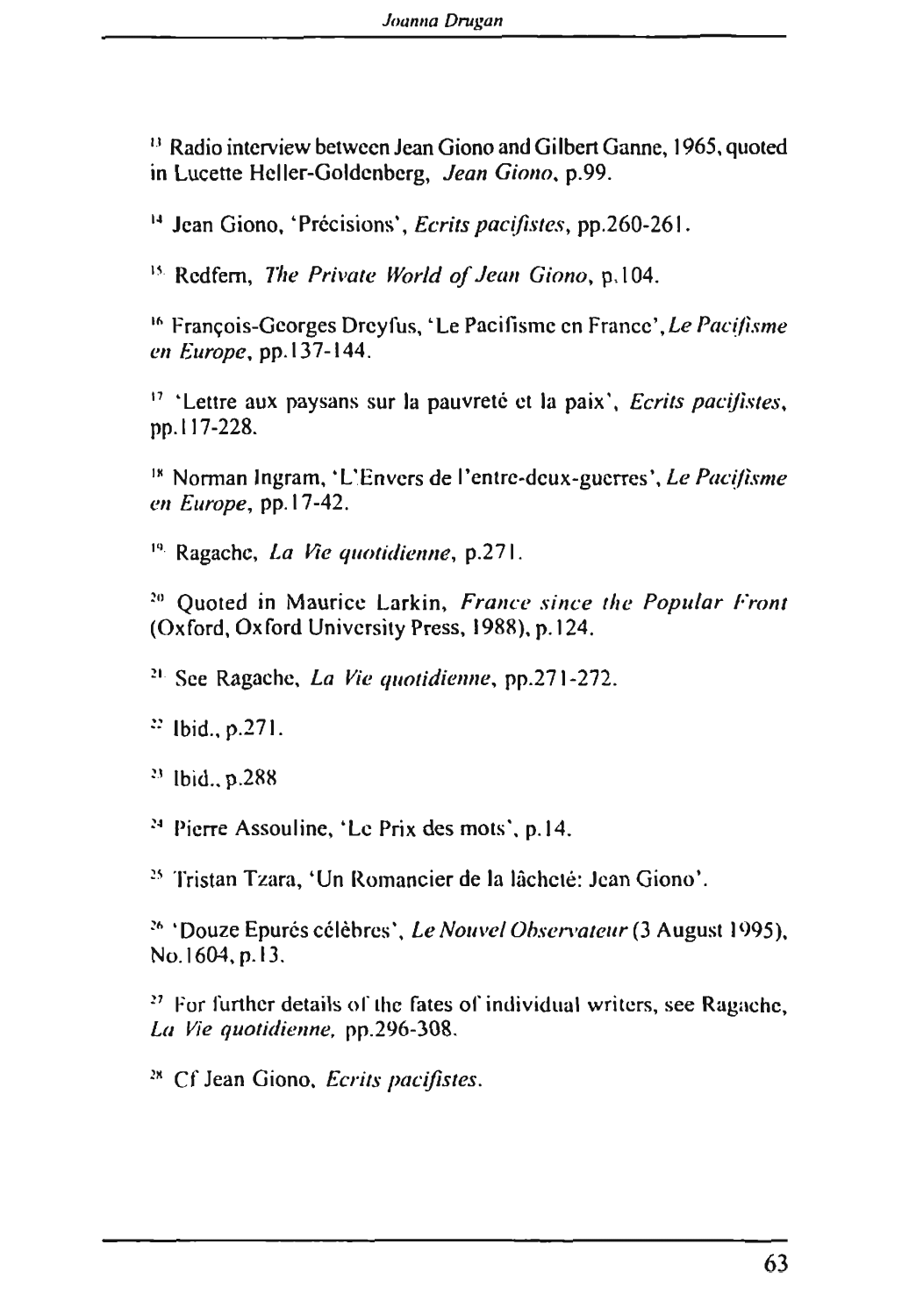[13] Radio interview between Jean Giono and Gilbert Ganne, 1965, quoted in Lucette Heller-Goldenberg, *Jean Giono*, p.99.

[14] Jean Giono, 'Précisions', *Ecrits pacifistes*, pp.260-261.

[15] Redfern, *The Private World of Jean Giono*, p.104.

[16] François-Georges Dreyfus, 'Le Pacifisme en France', *Le Pacifisme en Europe*, pp.137-144.

[17] 'Lettre aux paysans sur la pauvreté et la paix', *Ecrits pacifistes*, pp.117-228.

[18] Norman Ingram, 'L'Envers de l'entre-deux-guerres', *Le Pacifisme en Europe*, pp.17-42.

[19] Ragache, *La Vie quotidienne*, p.271.

[20] Quoted in Maurice Larkin, *France since the Popular Front* (Oxford, Oxford University Press, 1988), p.124.

[21] See Ragache, *La Vie quotidienne*, pp.271-272.

[22] Ibid., p.271.

[23] Ibid., p.288

[24] Pierre Assouline, 'Le Prix des mots', p.14.

[25] Tristan Tzara, 'Un Romancier de la lâcheté: Jean Giono'.

[26] 'Douze Epurés célèbres', *Le Nouvel Observateur* (3 August 1995), No.1604, p.13.

[27] For further details of the fates of individual writers, see Ragache, *La Vie quotidienne*, pp.296-308.

[28] Cf Jean Giono, *Ecrits pacifistes*.